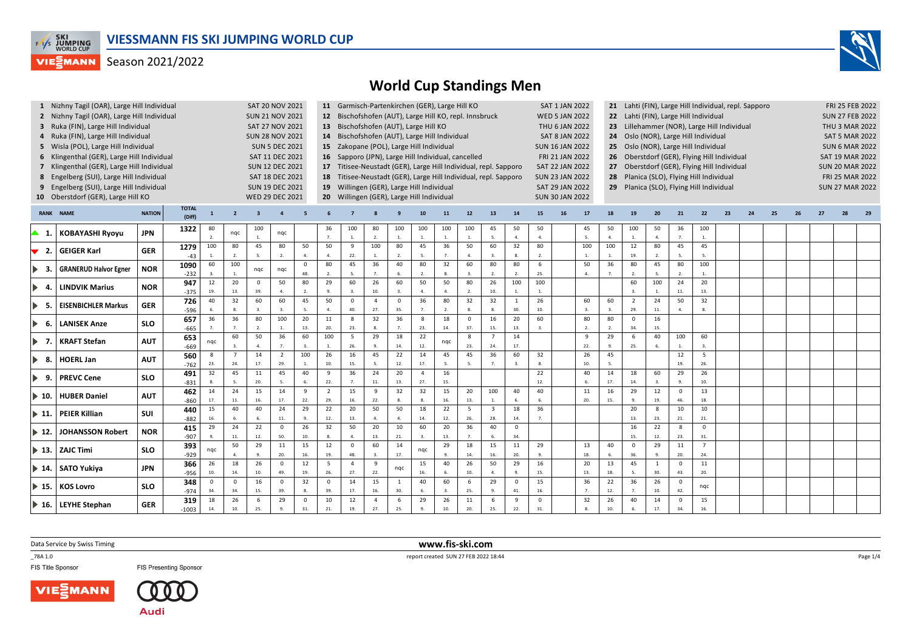# VIESSMANN FIS SKI JUMPING WORLD CUP

Season 2021/2022

## World Cup Standings Men

1 Nizhny Tagil (OAR), Large Hill Individual — SAT 20 NOV 2021
2 Nizhny Tagil (OAR), Large Hill Individual — SUN 21 NOV 2021
3 Ruka (FIN), Large Hill Individual — SAT 27 NOV 2021
4 Ruka (FIN), Large Hill Individual — SUN 28 NOV 2021
5 Wisla (POL), Large Hill Individual — SUN 5 DEC 2021
6 Klingenthal (GER), Large Hill Individual — SAT 11 DEC 2021
7 Klingenthal (GER), Large Hill Individual — SUN 12 DEC 2021
8 Engelberg (SUI), Large Hill Individual — SAT 18 DEC 2021
9 Engelberg (SUI), Large Hill Individual — SUN 19 DEC 2021
10 Oberstdorf (GER), Large Hill KO — WED 29 DEC 2021
11 Garmisch-Partenkirchen (GER), Large Hill KO — SAT 1 JAN 2022
12 Bischofshofen (AUT), Large Hill KO, repl. Innsbruck — WED 5 JAN 2022
13 Bischofshofen (AUT), Large Hill KO — THU 6 JAN 2022
14 Bischofshofen (AUT), Large Hill Individual — SAT 8 JAN 2022
15 Zakopane (POL), Large Hill Individual — SUN 16 JAN 2022
16 Sapporo (JPN), Large Hill Individual, cancelled — FRI 21 JAN 2022
17 Titisee-Neustadt (GER), Large Hill Individual, repl. Sapporo — SAT 22 JAN 2022
18 Titisee-Neustadt (GER), Large Hill Individual, repl. Sapporo — SUN 23 JAN 2022
19 Willingen (GER), Large Hill Individual — SAT 29 JAN 2022
20 Willingen (GER), Large Hill Individual — SUN 30 JAN 2022
21 Lahti (FIN), Large Hill Individual, repl. Sapporo — FRI 25 FEB 2022
22 Lahti (FIN), Large Hill Individual — SUN 27 FEB 2022
23 Lillehammer (NOR), Large Hill Individual — THU 3 MAR 2022
24 Oslo (NOR), Large Hill Individual — SAT 5 MAR 2022
25 Oslo (NOR), Large Hill Individual — SUN 6 MAR 2022
26 Oberstdorf (GER), Flying Hill Individual — SAT 19 MAR 2022
27 Oberstdorf (GER), Flying Hill Individual — SUN 20 MAR 2022
28 Planica (SLO), Flying Hill Individual — FRI 25 MAR 2022
29 Planica (SLO), Flying Hill Individual — SUN 27 MAR 2022

| RANK | NAME | NATION | TOTAL (Diff) | 1 | 2 | 3 | 4 | 5 | 6 | 7 | 8 | 9 | 10 | 11 | 12 | 13 | 14 | 15 | 16 | 17 | 18 | 19 | 20 | 21 | 22 | 23 | 24 | 25 | 26 | 27 | 28 | 29 |
|---|---|---|---|---|---|---|---|---|---|---|---|---|---|---|---|---|---|---|---|---|---|---|---|---|---|---|---|---|---|---|---|---|
| ▲ 1. | KOBAYASHI Ryoyu | JPN | 1322 | 80 2. | nqc | 100 1. | nqc | | 36 7. | 100 1. | 80 2. | 100 1. | 100 1. | 100 1. | 100 1. | 45 5. | 50 4. | 50 4. | | 45 5. | 50 4. | 100 1. | 50 4. | 36 7. | 100 1. | | | | | | | |
| ▼ 2. | GEIGER Karl | GER | 1279 -43 | 100 1. | 80 2. | 45 5. | 80 2. | 50 4. | 50 4. | 9 22. | 100 1. | 80 2. | 45 5. | 36 7. | 50 4. | 60 3. | 32 8. | 80 2. | | 100 1. | 100 1. | 12 19. | 80 2. | 45 5. | 45 5. | | | | | | | |
| ▶ 3. | GRANERUD Halvor Egner | NOR | 1090 -232 | 60 3. | 100 1. | nqc | nqc | 0 48. | 80 2. | 45 5. | 36 7. | 40 6. | 80 2. | 32 8. | 60 3. | 80 2. | 80 2. | 6 25. | | 50 4. | 36 7. | 80 2. | 45 5. | 80 2. | 100 1. | | | | | | | |
| ▶ 4. | LINDVIK Marius | NOR | 947 -375 | 12 19. | 20 13. | 0 39. | 50 4. | 80 2. | 29 9. | 60 3. | 26 10. | 60 3. | 50 4. | 50 4. | 80 2. | 26 10. | 100 1. | 100 1. | | | | 60 3. | 100 1. | 24 11. | 20 13. | | | | | | | |
| ▶ 5. | EISENBICHLER Markus | GER | 726 -596 | 40 6. | 32 8. | 60 3. | 60 3. | 45 5. | 50 4. | 0 40. | 4 27. | 0 35. | 36 7. | 80 2. | 32 8. | 32 8. | 1 30. | 26 10. | | 60 3. | 60 3. | 2 29. | 24 11. | 50 4. | 32 8. | | | | | | | |
| ▶ 6. | LANISEK Anze | SLO | 657 -665 | 36 7. | 36 7. | 80 2. | 100 1. | 20 13. | 11 20. | 8 23. | 32 8. | 36 7. | 8 23. | 18 14. | 0 37. | 16 15. | 20 13. | 60 3. | | 80 2. | 80 2. | 0 34. | 16 15. | | | | | | | | | |
| ▶ 7. | KRAFT Stefan | AUT | 653 -669 | nqc | 60 3. | 50 4. | 36 7. | 60 3. | 100 1. | 5 26. | 29 9. | 18 14. | 22 12. | nqc | 8 23. | 7 24. | 14 17. | | | 9 22. | 29 9. | 6 25. | 40 6. | 100 1. | 60 3. | | | | | | | |
| ▶ 8. | HOERL Jan | AUT | 560 -762 | 8 23. | 7 24. | 14 17. | 2 29. | 100 1. | 26 10. | 16 15. | 45 5. | 22 12. | 14 17. | 45 5. | 45 5. | 36 7. | 60 3. | 32 8. | | 26 10. | 45 5. | | | 12 19. | 5 26. | | | | | | | |
| ▶ 9. | PREVC Cene | SLO | 491 -831 | 32 8. | 45 5. | 11 20. | 45 5. | 40 6. | 9 22. | 36 7. | 24 11. | 20 13. | 4 27. | 16 15. | | | | 22 12. | | 40 6. | 14 17. | 18 14. | 60 3. | 29 9. | 26 10. | | | | | | | |
| ▶ 10. | HUBER Daniel | AUT | 462 -860 | 14 17. | 24 11. | 15 16. | 14 17. | 9 22. | 2 29. | 15 16. | 9 22. | 32 8. | 32 8. | 15 16. | 20 13. | 100 1. | 40 6. | 40 6. | | 11 20. | 16 15. | 29 9. | 12 19. | 0 46. | 13 18. | | | | | | | |
| ▶ 11. | PEIER Killian | SUI | 440 -882 | 15 16. | 40 6. | 40 6. | 24 11. | 29 9. | 22 12. | 20 13. | 50 4. | 50 4. | 20 14. | 22 12. | 5 26. | 3 28. | 18 14. | 36 7. | | | | 20 13. | 8 23. | 10 21. | 10 21. | | | | | | | |
| ▶ 12. | JOHANSSON Robert | NOR | 415 -907 | 29 9. | 24 11. | 22 12. | 0 50. | 26 10. | 32 8. | 50 4. | 20 13. | 10 21. | 60 3. | 20 13. | 36 7. | 40 6. | 0 34. | | | | | 16 15. | 22 12. | 8 23. | 0 31. | | | | | | | |
| ▶ 13. | ZAJC Timi | SLO | 393 -929 | nqc | 50 4. | 29 9. | 11 20. | 15 16. | 12 19. | 0 48. | 60 3. | 14 17. | nqc | 29 9. | 18 14. | 15 16. | 11 20. | 29 9. | | 13 18. | 40 6. | 0 36. | 29 9. | 11 20. | 7 24. | | | | | | | |
| ▶ 14. | SATO Yukiya | JPN | 366 -956 | 26 10. | 18 14. | 26 10. | 0 49. | 12 19. | 5 26. | 4 27. | 9 22. | nqc | 15 16. | 40 6. | 26 10. | 50 4. | 29 9. | 16 15. | | 20 13. | 13 18. | 45 5. | 1 30. | 0 43. | 11 20. | | | | | | | |
| ▶ 15. | KOS Lovro | SLO | 348 -974 | 0 34. | 0 34. | 16 15. | 0 39. | 32 8. | 0 39. | 14 17. | 15 16. | 1 30. | 40 6. | 60 3. | 6 25. | 29 9. | 0 41. | 15 16. | | 36 7. | 22 12. | 36 7. | 26 10. | 0 42. | nqc | | | | | | | |
| ▶ 16. | LEYHE Stephan | GER | 319 -1003 | 18 14. | 26 10. | 6 25. | 29 9. | 0 31. | 10 21. | 12 19. | 4 27. | 6 25. | 29 9. | 26 10. | 11 20. | 6 25. | 9 22. | 0 31. | | 32 8. | 26 10. | 40 6. | 14 17. | 0 34. | 15 16. | | | | | | | |

Data Service by Swiss Timing — www.fis-ski.com

_78A 1.0 — report created SUN 27 FEB 2022 18:44

FIS Title Sponsor — FIS Presenting Sponsor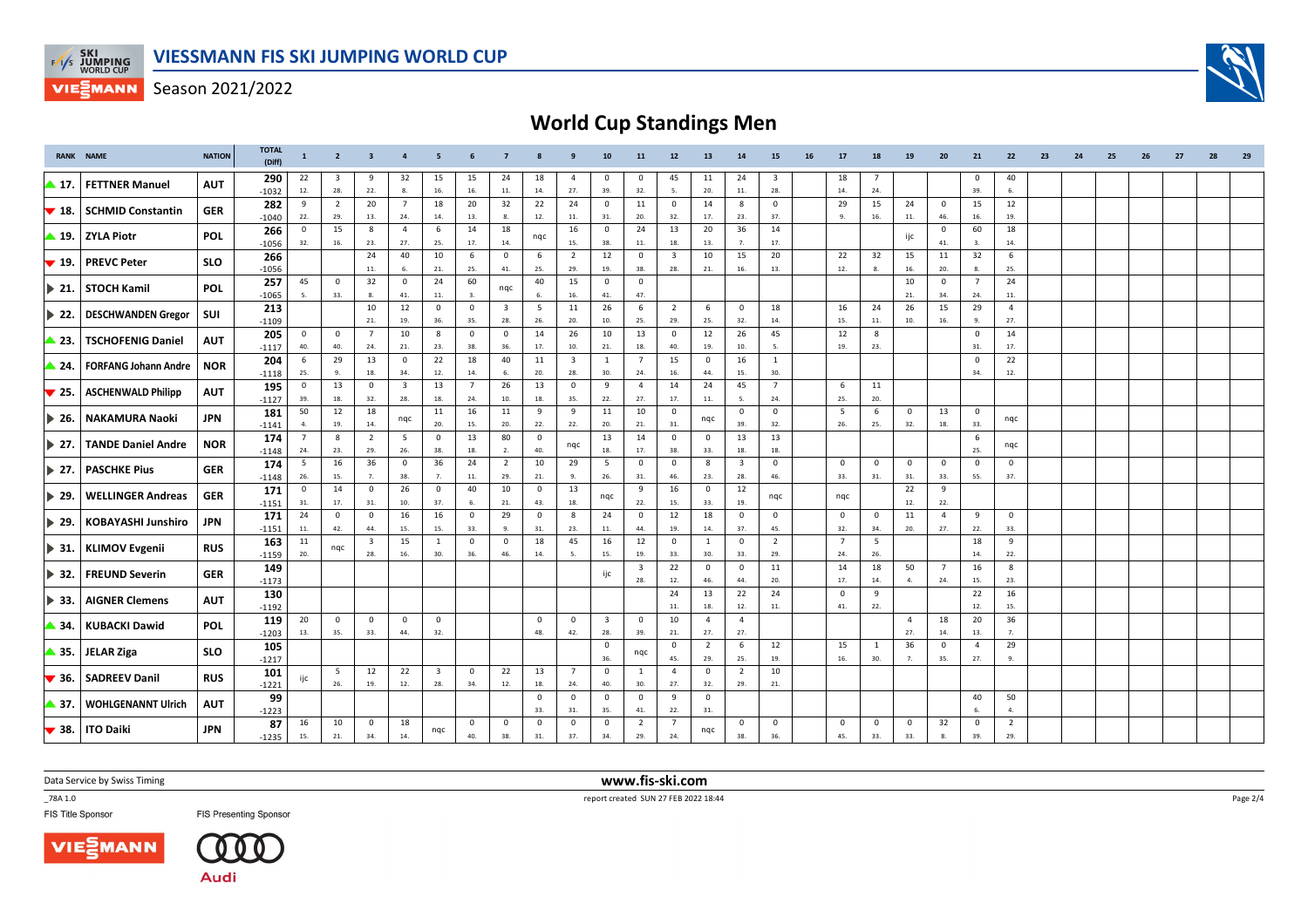# VIESSMANN FIS SKI JUMPING WORLD CUP

Season 2021/2022

## World Cup Standings Men

Each event cell shows points with the event rank in parentheses.

| RANK | NAME | NATION | TOTAL (Diff) | 1 | 2 | 3 | 4 | 5 | 6 | 7 | 8 | 9 | 10 | 11 | 12 | 13 | 14 | 15 | 16 | 17 | 18 | 19 | 20 | 21 | 22 | 23 | 24 | 25 | 26 | 27 | 28 | 29 |
|---|---|---|---|---|---|---|---|---|---|---|---|---|---|---|---|---|---|---|---|---|---|---|---|---|---|---|---|---|---|---|---|---|
| ▲ 17. | FETTNER Manuel | AUT | 290 (-1032) | 22 (12.) | 3 (28.) | 9 (22.) | 32 (8.) | 15 (16.) | 15 (16.) | 24 (11.) | 18 (14.) | 4 (27.) | 0 (39.) | 0 (32.) | 45 (5.) | 11 (20.) | 24 (11.) | 3 (28.) | | 18 (14.) | 7 (24.) | | | 0 (39.) | 40 (6.) | | | | | | | |
| ▼ 18. | SCHMID Constantin | GER | 282 (-1040) | 9 (22.) | 2 (29.) | 20 (13.) | 7 (24.) | 18 (14.) | 20 (13.) | 32 (8.) | 22 (12.) | 24 (11.) | 0 (31.) | 11 (20.) | 0 (32.) | 14 (17.) | 8 (23.) | 0 (37.) | | 29 (9.) | 15 (16.) | 24 (11.) | 0 (46.) | 15 (16.) | 12 (19.) | | | | | | | |
| ▲ 19. | ZYLA Piotr | POL | 266 (-1056) | 0 (32.) | 15 (16.) | 8 (23.) | 4 (27.) | 6 (25.) | 14 (17.) | 18 (14.) | nqc | 16 (15.) | 0 (38.) | 24 (11.) | 13 (18.) | 20 (13.) | 36 (7.) | 14 (17.) | | | | ijc | 0 (41.) | 60 (3.) | 18 (14.) | | | | | | | |
| ▼ 19. | PREVC Peter | SLO | 266 (-1056) | | | 24 (11.) | 40 (6.) | 10 (21.) | 6 (25.) | 0 (41.) | 6 (25.) | 2 (29.) | 12 (19.) | 0 (38.) | 3 (28.) | 10 (21.) | 15 (16.) | 20 (13.) | | 22 (12.) | 32 (8.) | 15 (16.) | 11 (20.) | 32 (8.) | 6 (25.) | | | | | | | |
| ▶ 21. | STOCH Kamil | POL | 257 (-1065) | 45 (5.) | 0 (33.) | 32 (8.) | 0 (41.) | 24 (11.) | 60 (3.) | nqc | 40 (6.) | 15 (16.) | 0 (41.) | 0 (47.) | | | | | | | | 10 (21.) | 0 (34.) | 7 (24.) | 24 (11.) | | | | | | | |
| ▶ 22. | DESCHWANDEN Gregor | SUI | 213 (-1109) | | | 10 (21.) | 12 (19.) | 0 (36.) | 0 (35.) | 3 (28.) | 5 (26.) | 11 (20.) | 26 (10.) | 6 (25.) | 2 (29.) | 6 (25.) | 0 (32.) | 18 (14.) | | 16 (15.) | 24 (11.) | 26 (10.) | 15 (16.) | 29 (9.) | 4 (27.) | | | | | | | |
| ▲ 23. | TSCHOFENIG Daniel | AUT | 205 (-1117) | 0 (40.) | 0 (40.) | 7 (24.) | 10 (21.) | 8 (23.) | 0 (38.) | 0 (36.) | 14 (17.) | 26 (10.) | 10 (21.) | 13 (18.) | 0 (40.) | 12 (19.) | 26 (10.) | 45 (5.) | | 12 (19.) | 8 (23.) | | | 0 (31.) | 14 (17.) | | | | | | | |
| ▲ 24. | FORFANG Johann Andre | NOR | 204 (-1118) | 6 (25.) | 29 (9.) | 13 (18.) | 0 (34.) | 22 (12.) | 18 (14.) | 40 (6.) | 11 (20.) | 3 (28.) | 1 (30.) | 7 (24.) | 15 (16.) | 0 (44.) | 16 (15.) | 1 (30.) | | | | | | 0 (34.) | 22 (12.) | | | | | | | |
| ▼ 25. | ASCHENWALD Philipp | AUT | 195 (-1127) | 0 (39.) | 13 (18.) | 0 (32.) | 3 (28.) | 13 (18.) | 7 (24.) | 26 (10.) | 13 (18.) | 0 (35.) | 9 (22.) | 4 (27.) | 14 (17.) | 24 (11.) | 45 (5.) | 7 (24.) | | 6 (25.) | 11 (20.) | | | | | | | | | | | |
| ▶ 26. | NAKAMURA Naoki | JPN | 181 (-1141) | 50 (4.) | 12 (19.) | 18 (14.) | nqc | 11 (20.) | 16 (15.) | 11 (20.) | 9 (22.) | 9 (22.) | 11 (20.) | 10 (21.) | 0 (31.) | nqc | 0 (39.) | 0 (32.) | | 5 (26.) | 6 (25.) | 0 (32.) | 13 (18.) | 0 (33.) | nqc | | | | | | | |
| ▶ 27. | TANDE Daniel Andre | NOR | 174 (-1148) | 7 (24.) | 8 (23.) | 2 (29.) | 5 (26.) | 0 (38.) | 13 (18.) | 80 (2.) | 0 (40.) | nqc | 13 (18.) | 14 (17.) | 0 (38.) | 0 (33.) | 13 (18.) | 13 (18.) | | | | | | 6 (25.) | nqc | | | | | | | |
| ▶ 27. | PASCHKE Pius | GER | 174 (-1148) | 5 (26.) | 16 (15.) | 36 (7.) | 0 (38.) | 36 (7.) | 24 (11.) | 2 (29.) | 10 (21.) | 29 (9.) | 5 (26.) | 0 (31.) | 0 (46.) | 8 (23.) | 3 (28.) | 0 (46.) | | 0 (33.) | 0 (31.) | 0 (31.) | 0 (33.) | 0 (55.) | 0 (37.) | | | | | | | |
| ▶ 29. | WELLINGER Andreas | GER | 171 (-1151) | 0 (31.) | 14 (17.) | 0 (31.) | 26 (10.) | 0 (37.) | 40 (6.) | 10 (21.) | 0 (43.) | 13 (18.) | nqc | 9 (22.) | 16 (15.) | 0 (33.) | 12 (19.) | nqc | | nqc | | 22 (12.) | 9 (22.) | | | | | | | | | |
| ▶ 29. | KOBAYASHI Junshiro | JPN | 171 (-1151) | 24 (11.) | 0 (42.) | 0 (44.) | 16 (15.) | 16 (15.) | 0 (33.) | 29 (9.) | 0 (31.) | 8 (23.) | 24 (11.) | 0 (44.) | 12 (19.) | 18 (14.) | 0 (37.) | 0 (45.) | | 0 (32.) | 0 (34.) | 11 (20.) | 4 (27.) | 9 (22.) | 0 (33.) | | | | | | | |
| ▶ 31. | KLIMOV Evgenii | RUS | 163 (-1159) | 11 (20.) | nqc | 3 (28.) | 15 (16.) | 1 (30.) | 0 (36.) | 0 (46.) | 18 (14.) | 45 (5.) | 16 (15.) | 12 (19.) | 0 (33.) | 1 (30.) | 0 (33.) | 2 (29.) | | 7 (24.) | 5 (26.) | | | 18 (14.) | 9 (22.) | | | | | | | |
| ▶ 32. | FREUND Severin | GER | 149 (-1173) | | | | | | | | | | ijc | 3 (28.) | 22 (12.) | 0 (46.) | 0 (44.) | 11 (20.) | | 14 (17.) | 18 (14.) | 50 (4.) | 7 (24.) | 16 (15.) | 8 (23.) | | | | | | | |
| ▶ 33. | AIGNER Clemens | AUT | 130 (-1192) | | | | | | | | | | | | 24 (11.) | 13 (18.) | 22 (12.) | 24 (11.) | | 0 (41.) | 9 (22.) | | | 22 (12.) | 16 (15.) | | | | | | | |
| ▲ 34. | KUBACKI Dawid | POL | 119 (-1203) | 20 (13.) | 0 (35.) | 0 (33.) | 0 (44.) | 0 (32.) | | | 0 (48.) | 0 (42.) | 3 (28.) | 0 (39.) | 10 (21.) | 4 (27.) | 4 (27.) | | | | | 4 (27.) | 18 (14.) | 20 (13.) | 36 (7.) | | | | | | | |
| ▲ 35. | JELAR Ziga | SLO | 105 (-1217) | | | | | | | | | | 0 (36.) | nqc | 0 (45.) | 2 (29.) | 6 (25.) | 12 (19.) | | 15 (16.) | 1 (30.) | 36 (7.) | 0 (35.) | 4 (27.) | 29 (9.) | | | | | | | |
| ▼ 36. | SADREEV Danil | RUS | 101 (-1221) | ijc | 5 (26.) | 12 (19.) | 22 (12.) | 3 (28.) | 0 (34.) | 22 (12.) | 13 (18.) | 7 (24.) | 0 (40.) | 1 (30.) | 4 (27.) | 0 (32.) | 2 (29.) | 10 (21.) | | | | | | | | | | | | | | |
| ▲ 37. | WOHLGENANNT Ulrich | AUT | 99 (-1223) | | | | | | | | 0 (33.) | 0 (31.) | 0 (35.) | 0 (41.) | 9 (22.) | 0 (31.) | | | | | | | | 40 (6.) | 50 (4.) | | | | | | | |
| ▼ 38. | ITO Daiki | JPN | 87 (-1235) | 16 (15.) | 10 (21.) | 0 (34.) | 18 (14.) | nqc | 0 (40.) | 0 (38.) | 0 (31.) | 0 (37.) | 0 (34.) | 2 (29.) | 7 (24.) | nqc | 0 (38.) | 0 (36.) | | 0 (45.) | 0 (33.) | 0 (33.) | 32 (8.) | 0 (39.) | 2 (29.) | | | | | | | |

Data Service by Swiss Timing

www.fis-ski.com

_78A 1.0

report created SUN 27 FEB 2022 18:44

FIS Title Sponsor

FIS Presenting Sponsor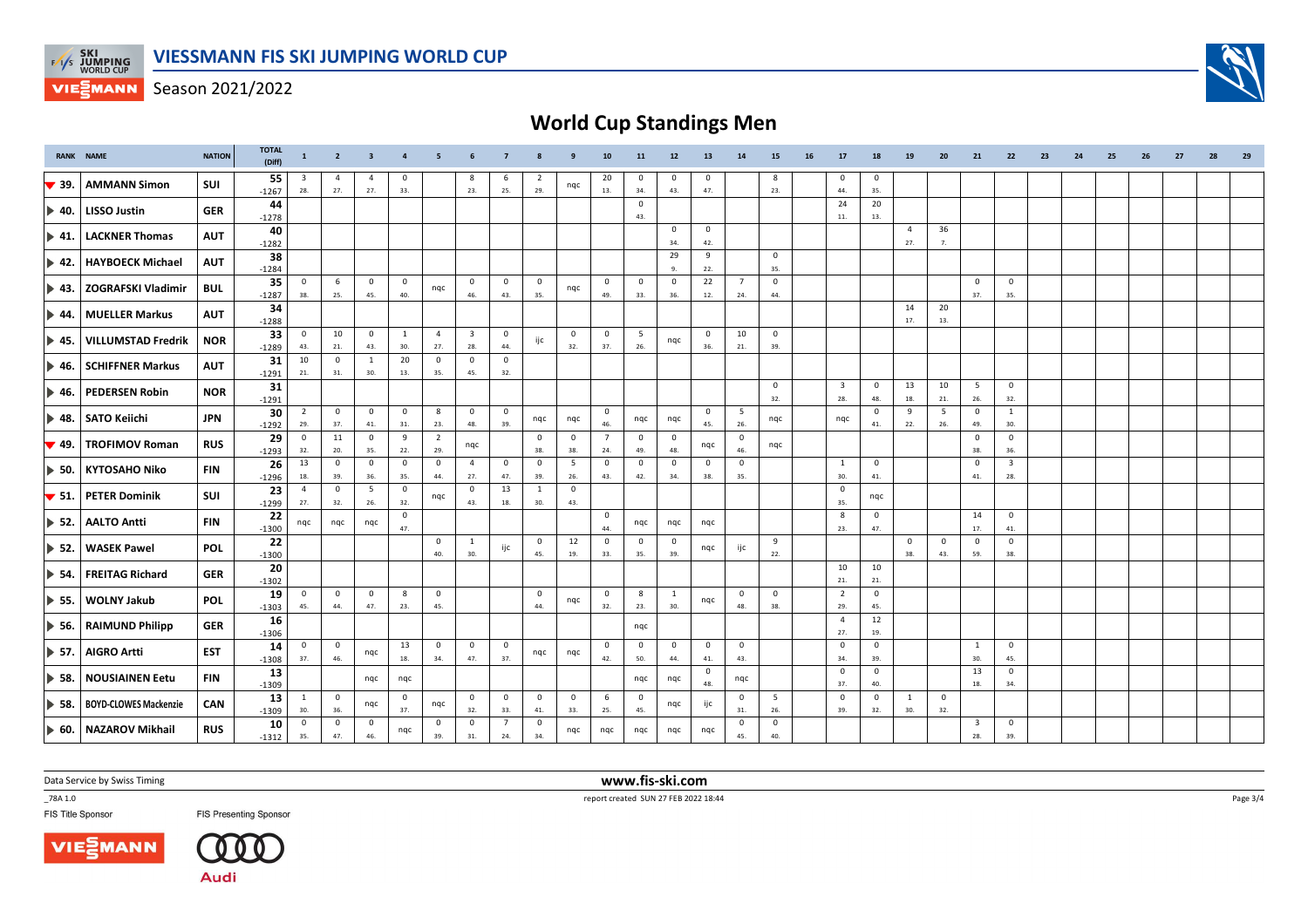# VIESSMANN FIS SKI JUMPING WORLD CUP

Season 2021/2022

## World Cup Standings Men

| RANK | NAME | NATION | TOTAL (Diff) | 1 | 2 | 3 | 4 | 5 | 6 | 7 | 8 | 9 | 10 | 11 | 12 | 13 | 14 | 15 | 16 | 17 | 18 | 19 | 20 | 21 | 22 | 23 | 24 | 25 | 26 | 27 | 28 | 29 |
|---|---|---|---|---|---|---|---|---|---|---|---|---|---|---|---|---|---|---|---|---|---|---|---|---|---|---|---|---|---|---|---|---|
| ▼ 39. | AMMANN Simon | SUI | 55 -1267 | 3 28. | 4 27. | 4 27. | 0 33. | | 8 23. | 6 25. | 2 29. | nqc | 20 13. | 0 34. | 0 43. | 0 47. | | 8 23. | | 0 44. | 0 35. | | | | | | | | | | | |
| ▶ 40. | LISSO Justin | GER | 44 -1278 | | | | | | | | | | | 0 43. | | | | | | 24 11. | 20 13. | | | | | | | | | | | |
| ▶ 41. | LACKNER Thomas | AUT | 40 -1282 | | | | | | | | | | | | 0 34. | 0 42. | | | | | | 4 27. | 36 7. | | | | | | | | | |
| ▶ 42. | HAYBOECK Michael | AUT | 38 -1284 | | | | | | | | | | | | 29 9. | 9 22. | | 0 35. | | | | | | | | | | | | | | |
| ▶ 43. | ZOGRAFSKI Vladimir | BUL | 35 -1287 | 0 38. | 6 25. | 0 45. | 0 40. | nqc | 0 46. | 0 43. | 0 35. | nqc | 0 49. | 0 33. | 0 36. | 22 12. | 7 24. | 0 44. | | | | | | 0 37. | 0 35. | | | | | | | |
| ▶ 44. | MUELLER Markus | AUT | 34 -1288 | | | | | | | | | | | | | | | | | | | 14 17. | 20 13. | | | | | | | | | |
| ▶ 45. | VILLUMSTAD Fredrik | NOR | 33 -1289 | 0 43. | 10 21. | 0 43. | 1 30. | 4 27. | 3 28. | 0 44. | ijc | 0 32. | 0 37. | 5 26. | nqc | 0 36. | 10 21. | 0 39. | | | | | | | | | | | | | | |
| ▶ 46. | SCHIFFNER Markus | AUT | 31 -1291 | 10 21. | 0 31. | 1 30. | 20 13. | 0 35. | 0 45. | 0 32. | | | | | | | | | | | | | | | | | | | | | | |
| ▶ 46. | PEDERSEN Robin | NOR | 31 -1291 | | | | | | | | | | | | | | | 0 32. | | 3 28. | 0 48. | 13 18. | 10 21. | 5 26. | 0 32. | | | | | | | |
| ▶ 48. | SATO Keiichi | JPN | 30 -1292 | 2 29. | 0 37. | 0 41. | 0 31. | 8 23. | 0 48. | 0 39. | nqc | nqc | 0 46. | nqc | nqc | 0 45. | 5 26. | nqc | | nqc | 0 41. | 9 22. | 5 26. | 0 49. | 1 30. | | | | | | | |
| ▼ 49. | TROFIMOV Roman | RUS | 29 -1293 | 0 32. | 11 20. | 0 35. | 9 22. | 2 29. | nqc | | 0 38. | 0 38. | 7 24. | 0 49. | 0 48. | nqc | 0 46. | nqc | | | | | | 0 38. | 0 36. | | | | | | | |
| ▶ 50. | KYTOSAHO Niko | FIN | 26 -1296 | 13 18. | 0 39. | 0 36. | 0 35. | 0 44. | 4 27. | 0 47. | 0 39. | 5 26. | 0 43. | 0 42. | 0 34. | 0 38. | 0 35. | | | 1 30. | 0 41. | | | 0 41. | 3 28. | | | | | | | |
| ▼ 51. | PETER Dominik | SUI | 23 -1299 | 4 27. | 0 32. | 5 26. | 0 32. | nqc | 0 43. | 13 18. | 1 30. | 0 43. | | | | | | | | 0 35. | nqc | | | | | | | | | | | |
| ▶ 52. | AALTO Antti | FIN | 22 -1300 | nqc | nqc | nqc | 0 47. | | | | | | 0 44. | nqc | nqc | nqc | | | | 8 23. | 0 47. | | | 14 17. | 0 41. | | | | | | | |
| ▶ 52. | WASEK Pawel | POL | 22 -1300 | | | | | 0 40. | 1 30. | ijc | 0 45. | 12 19. | 0 33. | 0 35. | 0 39. | nqc | ijc | 9 22. | | | | 0 38. | 0 43. | 0 59. | 0 38. | | | | | | | |
| ▶ 54. | FREITAG Richard | GER | 20 -1302 | | | | | | | | | | | | | | | | | 10 21. | 10 21. | | | | | | | | | | | |
| ▶ 55. | WOLNY Jakub | POL | 19 -1303 | 0 45. | 0 44. | 0 47. | 8 23. | 0 45. | | | 0 44. | nqc | 0 32. | 8 23. | 1 30. | nqc | 0 48. | 0 38. | | 2 29. | 0 45. | | | | | | | | | | | |
| ▶ 56. | RAIMUND Philipp | GER | 16 -1306 | | | | | | | | | | | nqc | | | | | | 4 27. | 12 19. | | | | | | | | | | | |
| ▶ 57. | AIGRO Artti | EST | 14 -1308 | 0 37. | 0 46. | nqc | 13 18. | 0 34. | 0 47. | 0 37. | nqc | nqc | 0 42. | 0 50. | 0 44. | 0 41. | 0 43. | | | 0 34. | 0 39. | | | 1 30. | 0 45. | | | | | | | |
| ▶ 58. | NOUSIAINEN Eetu | FIN | 13 -1309 | | | nqc | nqc | | | | | | | nqc | nqc | 0 48. | nqc | | | 0 37. | 0 40. | | | 13 18. | 0 34. | | | | | | | |
| ▶ 58. | BOYD-CLOWES Mackenzie | CAN | 13 -1309 | 1 30. | 0 36. | nqc | 0 37. | nqc | 0 32. | 0 33. | 0 41. | 0 33. | 6 25. | 0 45. | nqc | ijc | 0 31. | 5 26. | | 0 39. | 0 32. | 1 30. | 0 32. | | | | | | | | | |
| ▶ 60. | NAZAROV Mikhail | RUS | 10 -1312 | 0 35. | 0 47. | 0 46. | nqc | 0 39. | 0 31. | 7 24. | 0 34. | nqc | nqc | nqc | nqc | nqc | 0 45. | 0 40. | | | | | | 3 28. | 0 39. | | | | | | | |

Data Service by Swiss Timing

www.fis-ski.com

_78A 1.0

report created SUN 27 FEB 2022 18:44

FIS Title Sponsor

FIS Presenting Sponsor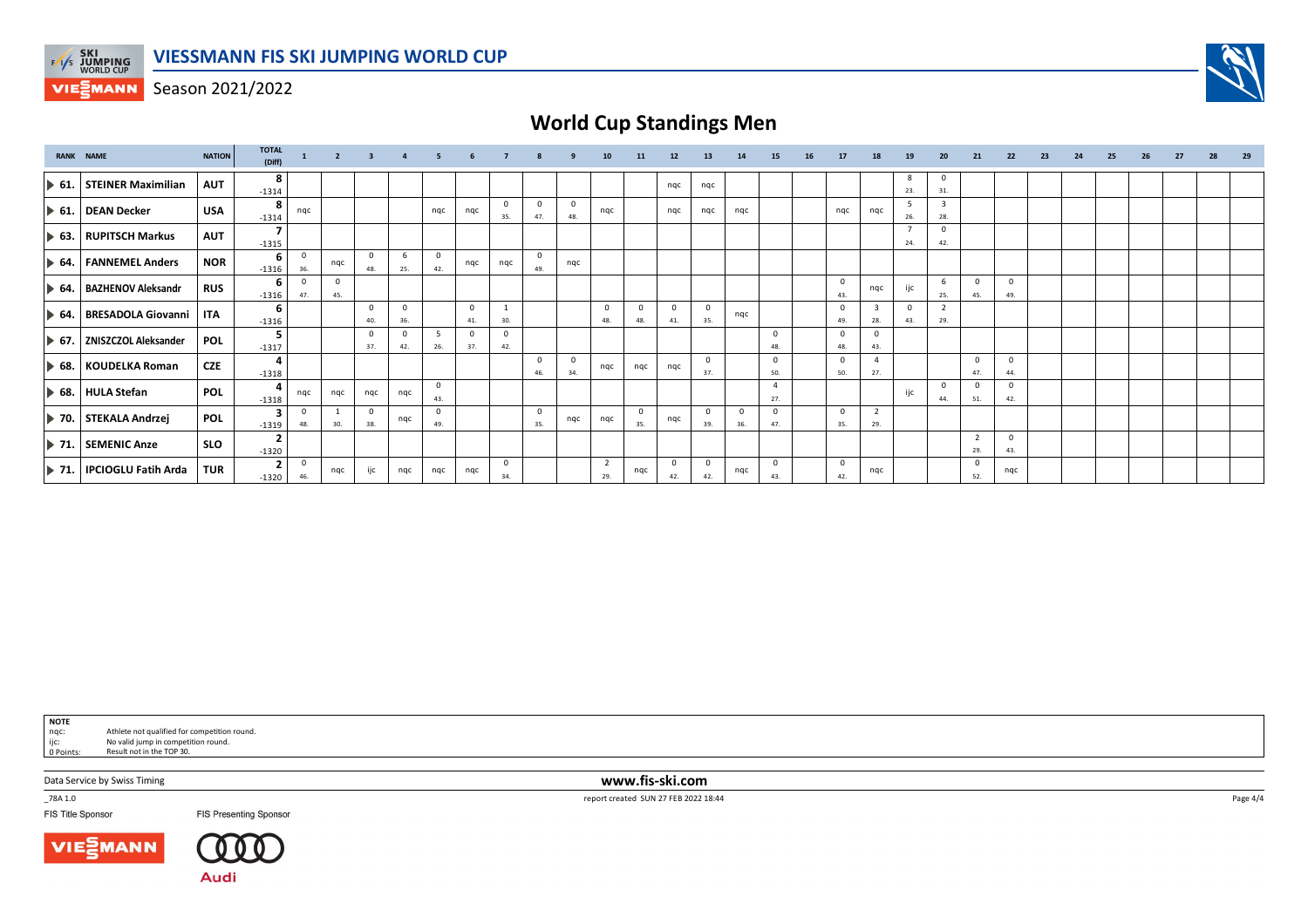# VIESSMANN FIS SKI JUMPING WORLD CUP

Season 2021/2022

## World Cup Standings Men

| RANK | NAME | NATION | TOTAL (Diff) | 1 | 2 | 3 | 4 | 5 | 6 | 7 | 8 | 9 | 10 | 11 | 12 | 13 | 14 | 15 | 16 | 17 | 18 | 19 | 20 | 21 | 22 | 23 | 24 | 25 | 26 | 27 | 28 | 29 |
|---|---|---|---|---|---|---|---|---|---|---|---|---|---|---|---|---|---|---|---|---|---|---|---|---|---|---|---|---|---|---|---|---|
| ▶ 61. | STEINER Maximilian | AUT | 8 -1314 | | | | | | | | | | | | nqc | nqc | | | | | | 8 23. | 0 31. | | | | | | | | | |
| ▶ 61. | DEAN Decker | USA | 8 -1314 | nqc | | | | nqc | nqc | 0 35. | 0 47. | 0 48. | nqc | | nqc | nqc | nqc | | | nqc | nqc | 5 26. | 3 28. | | | | | | | | | |
| ▶ 63. | RUPITSCH Markus | AUT | 7 -1315 | | | | | | | | | | | | | | | | | | | 7 24. | 0 42. | | | | | | | | | |
| ▶ 64. | FANNEMEL Anders | NOR | 6 -1316 | 0 36. | nqc | 0 48. | 6 25. | 0 42. | nqc | nqc | 0 49. | nqc | | | | | | | | | | | | | | | | | | | | |
| ▶ 64. | BAZHENOV Aleksandr | RUS | 6 -1316 | 0 47. | 0 45. | | | | | | | | | | | | | | | 0 43. | nqc | ijc | 6 25. | 0 45. | 0 49. | | | | | | | |
| ▶ 64. | BRESADOLA Giovanni | ITA | 6 -1316 | | | 0 40. | 0 36. | | 0 41. | 1 30. | | | 0 48. | 0 48. | 0 41. | 0 35. | nqc | | | 0 49. | 3 28. | 0 43. | 2 29. | | | | | | | | | |
| ▶ 67. | ZNISZCZOL Aleksander | POL | 5 -1317 | | | 0 37. | 0 42. | 5 26. | 0 37. | 0 42. | | | | | | | | 0 48. | | 0 48. | 0 43. | | | | | | | | | | | |
| ▶ 68. | KOUDELKA Roman | CZE | 4 -1318 | | | | | | | | 0 46. | 0 34. | nqc | nqc | nqc | 0 37. | | 0 50. | | 0 50. | 4 27. | | | 0 47. | 0 44. | | | | | | | |
| ▶ 68. | HULA Stefan | POL | 4 -1318 | nqc | nqc | nqc | nqc | 0 43. | | | | | | | | | | 4 27. | | | | ijc | 0 44. | 0 51. | 0 42. | | | | | | | |
| ▶ 70. | STEKALA Andrzej | POL | 3 -1319 | 0 48. | 1 30. | 0 38. | nqc | 0 49. | | | 0 35. | nqc | nqc | 0 35. | nqc | 0 39. | 0 36. | 0 47. | | 0 35. | 2 29. | | | | | | | | | | | |
| ▶ 71. | SEMENIC Anze | SLO | 2 -1320 | | | | | | | | | | | | | | | | | | | | | 2 29. | 0 43. | | | | | | | |
| ▶ 71. | IPCIOGLU Fatih Arda | TUR | 2 -1320 | 0 46. | nqc | ijc | nqc | nqc | nqc | 0 34. | | | 2 29. | nqc | 0 42. | 0 42. | nqc | 0 43. | | 0 42. | nqc | | | 0 52. | nqc | | | | | | | |

**NOTE**
nqc: Athlete not qualified for competition round.
ijc: No valid jump in competition round.
0 Points: Result not in the TOP 30.

Data Service by Swiss Timing

www.fis-ski.com

_78A 1.0

report created SUN 27 FEB 2022 18:44

FIS Title Sponsor

FIS Presenting Sponsor